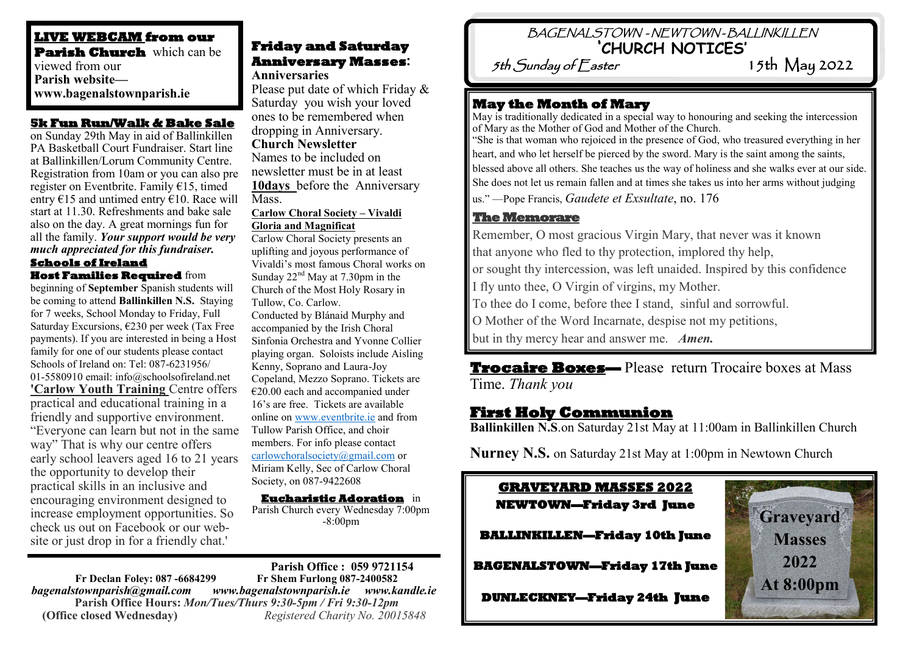**LIVE WEBCAM from our Parish Church** which can be viewed from our **Parish website— www.bagenalstownparish.ie**

## 5k Fun Run/Walk & Bake Sale

on Sunday 29th May in aid of Ballinkillen PA Basketball Court Fundraiser. Start line at Ballinkillen/Lorum Community Centre. Registration from 10am or you can also pre register on Eventbrite. Family €15, timed entry €15 and untimed entry €10. Race will start at 11.30. Refreshments and bake sale also on the day. A great mornings fun for all the family. ***Your support would be very much appreciated for this fundraiser.***

## Schools of Ireland

**Host Families Required** from beginning of **September** Spanish students will be coming to attend **Ballinkillen N.S.** Staying for 7 weeks, School Monday to Friday, Full Saturday Excursions, €230 per week (Tax Free payments). If you are interested in being a Host family for one of our students please contact Schools of Ireland on: Tel: 087-6231956/ 01-5580910 email: info@schoolsofireland.net

**'Carlow Youth Training** Centre offers practical and educational training in a friendly and supportive environment. "Everyone can learn but not in the same way" That is why our centre offers early school leavers aged 16 to 21 years the opportunity to develop their practical skills in an inclusive and encouraging environment designed to increase employment opportunities. So check us out on Facebook or our web-site or just drop in for a friendly chat.'

## Friday and Saturday Anniversary Masses:

**Anniversaries**

Please put date of which Friday & Saturday you wish your loved ones to be remembered when dropping in Anniversary.

**Church Newsletter**

Names to be included on newsletter must be in at least **10days** before the Anniversary Mass.

**Carlow Choral Society – Vivaldi Gloria and Magnificat**

Carlow Choral Society presents an uplifting and joyous performance of Vivaldi's most famous Choral works on Sunday 22nd May at 7.30pm in the Church of the Most Holy Rosary in Tullow, Co. Carlow.

Conducted by Blánaid Murphy and accompanied by the Irish Choral Sinfonia Orchestra and Yvonne Collier playing organ. Soloists include Aisling Kenny, Soprano and Laura-Joy Copeland, Mezzo Soprano. Tickets are €20.00 each and accompanied under 16's are free. Tickets are available online on www.eventbrite.ie and from Tullow Parish Office, and choir members. For info please contact carlowchoralsociety@gmail.com or Miriam Kelly, Sec of Carlow Choral Society, on 087-9422608

**Eucharistic Adoration** in Parish Church every Wednesday 7:00pm -8:00pm

**Parish Office : 059 9721154**

**Fr Declan Foley: 087 -6684299** **Fr Shem Furlong 087-2400582**

*bagenalstownparish@gmail.com www.bagenalstownparish.ie www.kandle.ie*

**Parish Office Hours:** *Mon/Tues/Thurs 9:30-5pm / Fri 9:30-12pm*

**(Office closed Wednesday)** *Registered Charity No. 20015848*

# BAGENALSTOWN - NEWTOWN - BALLINKILLEN 'CHURCH NOTICES'

5th Sunday of Easter — 15th May 2022

## May the Month of Mary

May is traditionally dedicated in a special way to honouring and seeking the intercession of Mary as the Mother of God and Mother of the Church.

"She is that woman who rejoiced in the presence of God, who treasured everything in her heart, and who let herself be pierced by the sword. Mary is the saint among the saints, blessed above all others. She teaches us the way of holiness and she walks ever at our side. She does not let us remain fallen and at times she takes us into her arms without judging us." —Pope Francis, *Gaudete et Exsultate*, no. 176

## The Memorare

Remember, O most gracious Virgin Mary, that never was it known
that anyone who fled to thy protection, implored thy help,
or sought thy intercession, was left unaided. Inspired by this confidence
I fly unto thee, O Virgin of virgins, my Mother.
To thee do I come, before thee I stand, sinful and sorrowful.
O Mother of the Word Incarnate, despise not my petitions,
but in thy mercy hear and answer me. ***Amen.***

**Trocaire Boxes—** Please return Trocaire boxes at Mass Time. *Thank you*

## First Holy Communion

**Ballinkillen N.S**.on Saturday 21st May at 11:00am in Ballinkillen Church

**Nurney N.S.** on Saturday 21st May at 1:00pm in Newtown Church

## GRAVEYARD MASSES 2022

**NEWTOWN—Friday 3rd June**

**BALLINKILLEN—Friday 10th June**

**BAGENALSTOWN—Friday 17th June**

**DUNLECKNEY—Friday 24th June**

**Graveyard Masses 2022 At 8:00pm**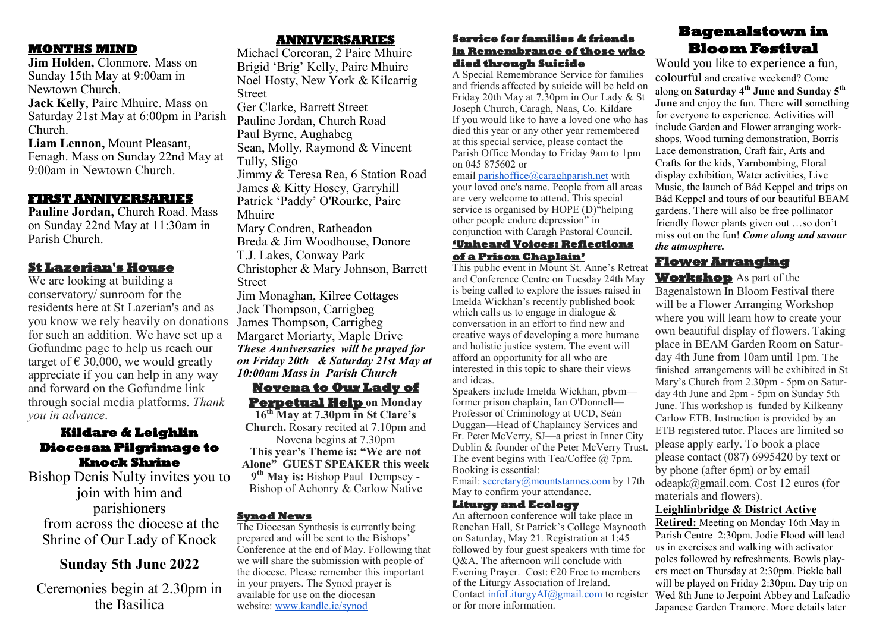## MONTHS MIND

**Jim Holden,** Clonmore. Mass on Sunday 15th May at 9:00am in Newtown Church.
**Jack Kelly**, Pairc Mhuire. Mass on Saturday 21st May at 6:00pm in Parish Church.
**Liam Lennon,** Mount Pleasant, Fenagh. Mass on Sunday 22nd May at 9:00am in Newtown Church.

## FIRST ANNIVERSARIES

**Pauline Jordan,** Church Road. Mass on Sunday 22nd May at 11:30am in Parish Church.

## St Lazerian's House

We are looking at building a conservatory/ sunroom for the residents here at St Lazerian's and as you know we rely heavily on donations for such an addition. We have set up a Gofundme page to help us reach our target of € 30,000, we would greatly appreciate if you can help in any way and forward on the Gofundme link through social media platforms. *Thank you in advance*.

## Kildare & Leighlin Diocesan Pilgrimage to Knock Shrine

Bishop Denis Nulty invites you to join with him and parishioners from across the diocese at the Shrine of Our Lady of Knock

**Sunday 5th June 2022**

Ceremonies begin at 2.30pm in the Basilica

## ANNIVERSARIES

Michael Corcoran, 2 Pairc Mhuire
Brigid 'Brig' Kelly, Pairc Mhuire
Noel Hosty, New York & Kilcarrig Street
Ger Clarke, Barrett Street
Pauline Jordan, Church Road
Paul Byrne, Aughabeg
Sean, Molly, Raymond & Vincent Tully, Sligo
Jimmy & Teresa Rea, 6 Station Road
James & Kitty Hosey, Garryhill
Patrick 'Paddy' O'Rourke, Pairc Mhuire
Mary Condren, Ratheadon
Breda & Jim Woodhouse, Donore
T.J. Lakes, Conway Park
Christopher & Mary Johnson, Barrett Street
Jim Monaghan, Kilree Cottages
Jack Thompson, Carrigbeg
James Thompson, Carrigbeg
Margaret Moriarty, Maple Drive
***These Anniversaries will be prayed for on Friday 20th & Saturday 21st May at 10:00am Mass in Parish Church***

**Novena to Our Lady of Perpetual Help on Monday 16th May at 7.30pm in St Clare's Church.** Rosary recited at 7.10pm and Novena begins at 7.30pm
**This year's Theme is: "We are not Alone" GUEST SPEAKER this week 9th May is:** Bishop Paul Dempsey - Bishop of Achonry & Carlow Native

## Synod News

The Diocesan Synthesis is currently being prepared and will be sent to the Bishops' Conference at the end of May. Following that we will share the submission with people of the diocese. Please remember this important in your prayers. The Synod prayer is available for use on the diocesan website: www.kandle.ie/synod

## Service for families & friends in Remembrance of those who died through Suicide

A Special Remembrance Service for families and friends affected by suicide will be held on Friday 20th May at 7.30pm in Our Lady & St Joseph Church, Caragh, Naas, Co. Kildare If you would like to have a loved one who has died this year or any other year remembered at this special service, please contact the Parish Office Monday to Friday 9am to 1pm on 045 875602 or email parishoffice@caraghparish.net with your loved one's name. People from all areas are very welcome to attend. This special service is organised by HOPE (D)"helping other people endure depression" in conjunction with Caragh Pastoral Council.

## 'Unheard Voices: Reflections of a Prison Chaplain'

This public event in Mount St. Anne's Retreat and Conference Centre on Tuesday 24th May is being called to explore the issues raised in Imelda Wickhan's recently published book which calls us to engage in dialogue & conversation in an effort to find new and creative ways of developing a more humane and holistic justice system. The event will afford an opportunity for all who are interested in this topic to share their views and ideas.
Speakers include Imelda Wickhan, pbvm—former prison chaplain, Ian O'Donnell—Professor of Criminology at UCD, Seán Duggan—Head of Chaplaincy Services and Fr. Peter McVerry, SJ—a priest in Inner City Dublin & founder of the Peter McVerry Trust. The event begins with Tea/Coffee @ 7pm. Booking is essential:
Email: secretary@mountstannes.com by 17th May to confirm your attendance.

## Liturgy and Ecology

An afternoon conference will take place in Renehan Hall, St Patrick's College Maynooth on Saturday, May 21. Registration at 1:45 followed by four guest speakers with time for Q&A. The afternoon will conclude with Evening Prayer. Cost: €20 Free to members of the Liturgy Association of Ireland. Contact infoLiturgyAI@gmail.com to register or for more information.

## Bagenalstown in Bloom Festival

Would you like to experience a fun, colourful and creative weekend? Come along on **Saturday 4th June and Sunday 5th June** and enjoy the fun. There will something for everyone to experience. Activities will include Garden and Flower arranging workshops, Wood turning demonstration, Borris Lace demonstration, Craft fair, Arts and Crafts for the kids, Yarnbombing, Floral display exhibition, Water activities, Live Music, the launch of Bád Keppel and trips on Bád Keppel and tours of our beautiful BEAM gardens. There will also be free pollinator friendly flower plants given out …so don't miss out on the fun! ***Come along and savour the atmosphere.***

**Flower Arranging Workshop** As part of the Bagenalstown In Bloom Festival there will be a Flower Arranging Workshop where you will learn how to create your own beautiful display of flowers. Taking place in BEAM Garden Room on Saturday 4th June from 10am until 1pm. The finished arrangements will be exhibited in St Mary's Church from 2.30pm - 5pm on Saturday 4th June and 2pm - 5pm on Sunday 5th June. This workshop is funded by Kilkenny Carlow ETB. Instruction is provided by an ETB registered tutor. Places are limited so please apply early. To book a place please contact (087) 6995420 by text or by phone (after 6pm) or by email odeapk@gmail.com. Cost 12 euros (for materials and flowers).

**Leighlinbridge & District Active Retired:** Meeting on Monday 16th May in Parish Centre 2:30pm. Jodie Flood will lead us in exercises and walking with activator poles followed by refreshments. Bowls players meet on Thursday at 2:30pm. Pickle ball will be played on Friday 2:30pm. Day trip on Wed 8th June to Jerpoint Abbey and Lafcadio Japanese Garden Tramore. More details later